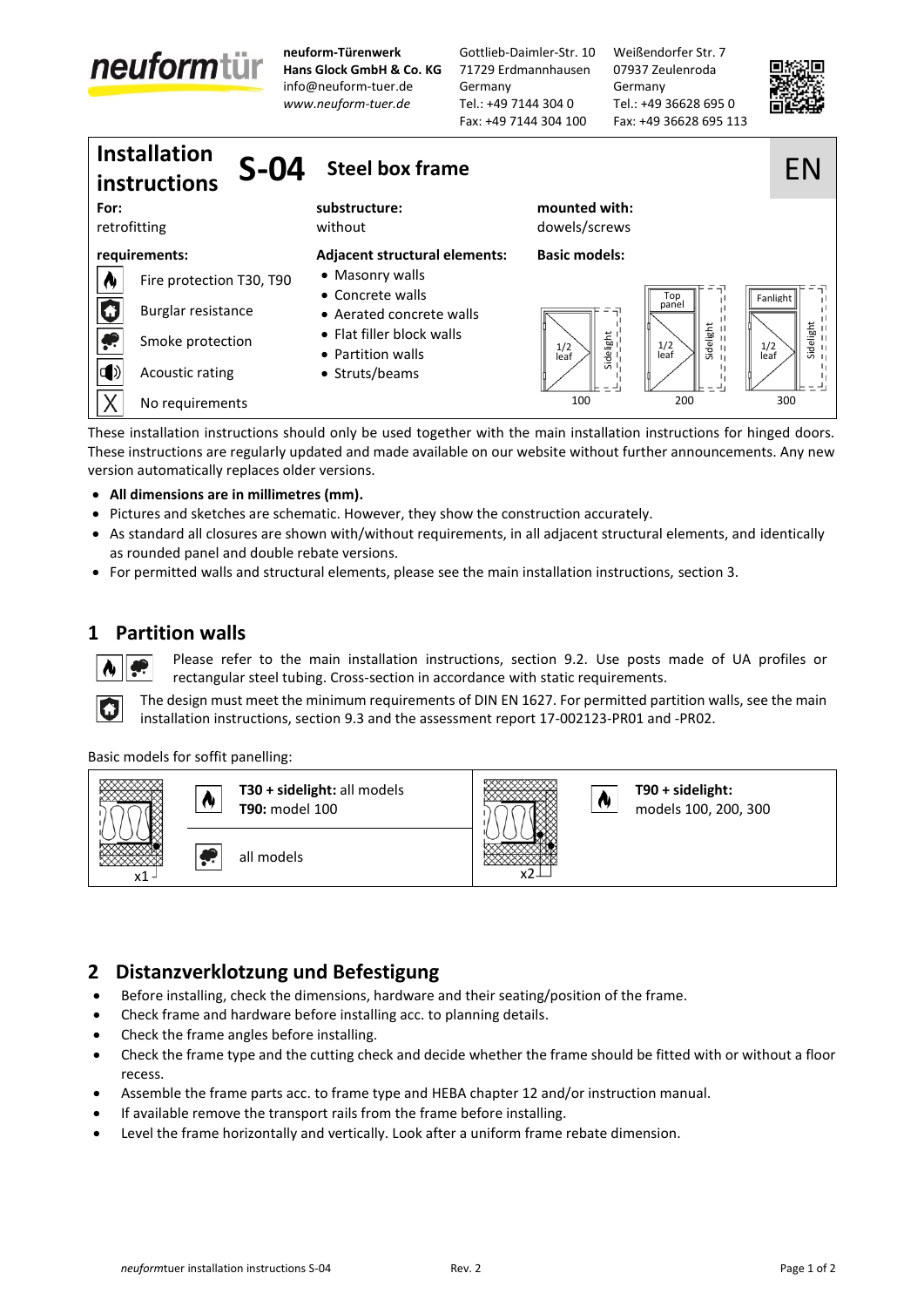**neuform**tür

**neuform-Türenwerk**
**Hans Glock GmbH & Co. KG**
info@neuform-tuer.de
*www.neuform-tuer.de*

Gottlieb-Daimler-Str. 10
71729 Erdmannhausen
Germany
Tel.: +49 7144 304 0
Fax: +49 7144 304 100

Weißendorfer Str. 7
07937 Zeulenroda
Germany
Tel.: +49 36628 695 0
Fax: +49 36628 695 113

# Installation instructions S-04 Steel box frame — EN

| For: | substructure: | mounted with: |
|---|---|---|
| retrofitting | without | dowels/screws |

**requirements:**
- Fire protection T30, T90
- Burglar resistance
- Smoke protection
- Acoustic rating
- No requirements

**Adjacent structural elements:**
- Masonry walls
- Concrete walls
- Aerated concrete walls
- Flat filler block walls
- Partition walls
- Struts/beams

**Basic models:**
- 100: 1/2 leaf, Sidelight
- 200: Top panel, 1/2 leaf, Sidelight
- 300: Fanlight, 1/2 leaf, Sidelight

These installation instructions should only be used together with the main installation instructions for hinged doors. These instructions are regularly updated and made available on our website without further announcements. Any new version automatically replaces older versions.

- **All dimensions are in millimetres (mm).**
- Pictures and sketches are schematic. However, they show the construction accurately.
- As standard all closures are shown with/without requirements, in all adjacent structural elements, and identically as rounded panel and double rebate versions.
- For permitted walls and structural elements, please see the main installation instructions, section 3.

## 1 Partition walls

Please refer to the main installation instructions, section 9.2. Use posts made of UA profiles or rectangular steel tubing. Cross-section in accordance with static requirements.

The design must meet the minimum requirements of DIN EN 1627. For permitted partition walls, see the main installation instructions, section 9.3 and the assessment report 17-002123-PR01 and -PR02.

Basic models for soffit panelling:

| x1 | | x2 | |
|---|---|---|---|
| Fire protection | **T30 + sidelight:** all models<br>**T90:** model 100 | Fire protection | **T90 + sidelight:**<br>models 100, 200, 300 |
| Smoke protection | all models | | |

## 2 Distanzverklotzung und Befestigung

- Before installing, check the dimensions, hardware and their seating/position of the frame.
- Check frame and hardware before installing acc. to planning details.
- Check the frame angles before installing.
- Check the frame type and the cutting check and decide whether the frame should be fitted with or without a floor recess.
- Assemble the frame parts acc. to frame type and HEBA chapter 12 and/or instruction manual.
- If available remove the transport rails from the frame before installing.
- Level the frame horizontally and vertically. Look after a uniform frame rebate dimension.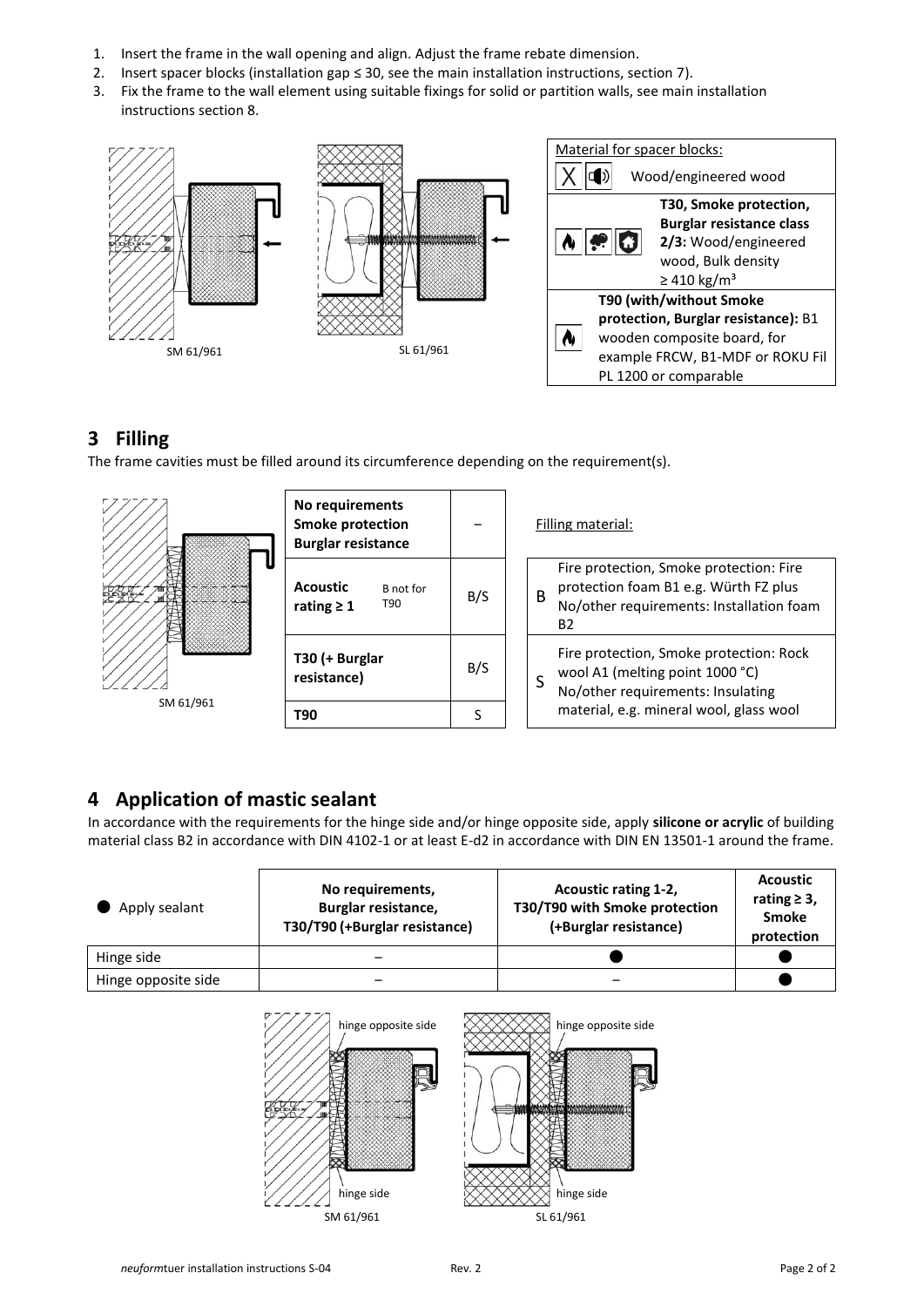1. Insert the frame in the wall opening and align. Adjust the frame rebate dimension.
2. Insert spacer blocks (installation gap ≤ 30, see the main installation instructions, section 7).
3. Fix the frame to the wall element using suitable fixings for solid or partition walls, see main installation instructions section 8.

SM 61/961

SL 61/961

| Material for spacer blocks: | |
|---|---|
| | Wood/engineered wood |
| | **T30, Smoke protection, Burglar resistance class 2/3:** Wood/engineered wood, Bulk density ≥ 410 kg/m³ |
| | **T90 (with/without Smoke protection, Burglar resistance):** B1 wooden composite board, for example FRCW, B1-MDF or ROKU Fil PL 1200 or comparable |

## 3 Filling

The frame cavities must be filled around its circumference depending on the requirement(s).

SM 61/961

| | |
|---|---|
| **No requirements Smoke protection Burglar resistance** | – |
| **Acoustic rating ≥ 1** B not for T90 | B/S |
| **T30 (+ Burglar resistance)** | B/S |
| **T90** | S |

Filling material:

| | |
|---|---|
| B | Fire protection, Smoke protection: Fire protection foam B1 e.g. Würth FZ plus No/other requirements: Installation foam B2 |
| S | Fire protection, Smoke protection: Rock wool A1 (melting point 1000 °C) No/other requirements: Insulating material, e.g. mineral wool, glass wool |

## 4 Application of mastic sealant

In accordance with the requirements for the hinge side and/or hinge opposite side, apply **silicone or acrylic** of building material class B2 in accordance with DIN 4102-1 or at least E-d2 in accordance with DIN EN 13501-1 around the frame.

| ● Apply sealant | No requirements, Burglar resistance, T30/T90 (+Burglar resistance) | Acoustic rating 1-2, T30/T90 with Smoke protection (+Burglar resistance) | Acoustic rating ≥ 3, Smoke protection |
|---|---|---|---|
| Hinge side | – | ● | ● |
| Hinge opposite side | – | – | ● |

hinge opposite side

hinge side

SM 61/961

hinge opposite side

hinge side

SL 61/961